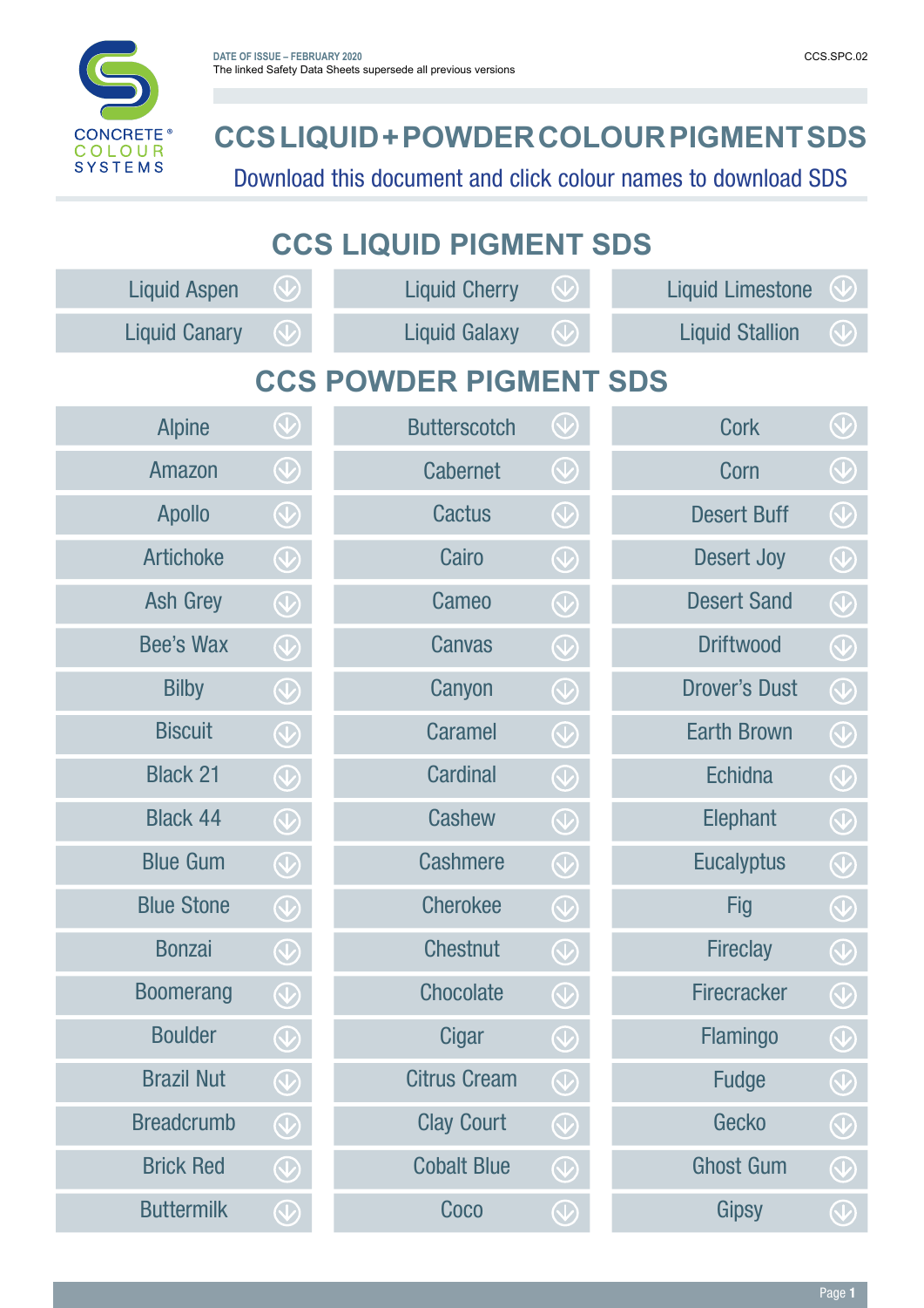CONCRETE® COLOUR SYSTEMS

DATE OF ISSUE – FEBRUARY 2020
The linked Safety Data Sheets supersede all previous versions

CCS.SPC.02

# CCS LIQUID + POWDER COLOUR PIGMENT SDS

Download this document and click colour names to download SDS

## CCS LIQUID PIGMENT SDS

| | | |
|---|---|---|
| Liquid Aspen | Liquid Cherry | Liquid Limestone |
| Liquid Canary | Liquid Galaxy | Liquid Stallion |

## CCS POWDER PIGMENT SDS

| | | |
|---|---|---|
| Alpine | Butterscotch | Cork |
| Amazon | Cabernet | Corn |
| Apollo | Cactus | Desert Buff |
| Artichoke | Cairo | Desert Joy |
| Ash Grey | Cameo | Desert Sand |
| Bee's Wax | Canvas | Driftwood |
| Bilby | Canyon | Drover's Dust |
| Biscuit | Caramel | Earth Brown |
| Black 21 | Cardinal | Echidna |
| Black 44 | Cashew | Elephant |
| Blue Gum | Cashmere | Eucalyptus |
| Blue Stone | Cherokee | Fig |
| Bonzai | Chestnut | Fireclay |
| Boomerang | Chocolate | Firecracker |
| Boulder | Cigar | Flamingo |
| Brazil Nut | Citrus Cream | Fudge |
| Breadcrumb | Clay Court | Gecko |
| Brick Red | Cobalt Blue | Ghost Gum |
| Buttermilk | Coco | Gipsy |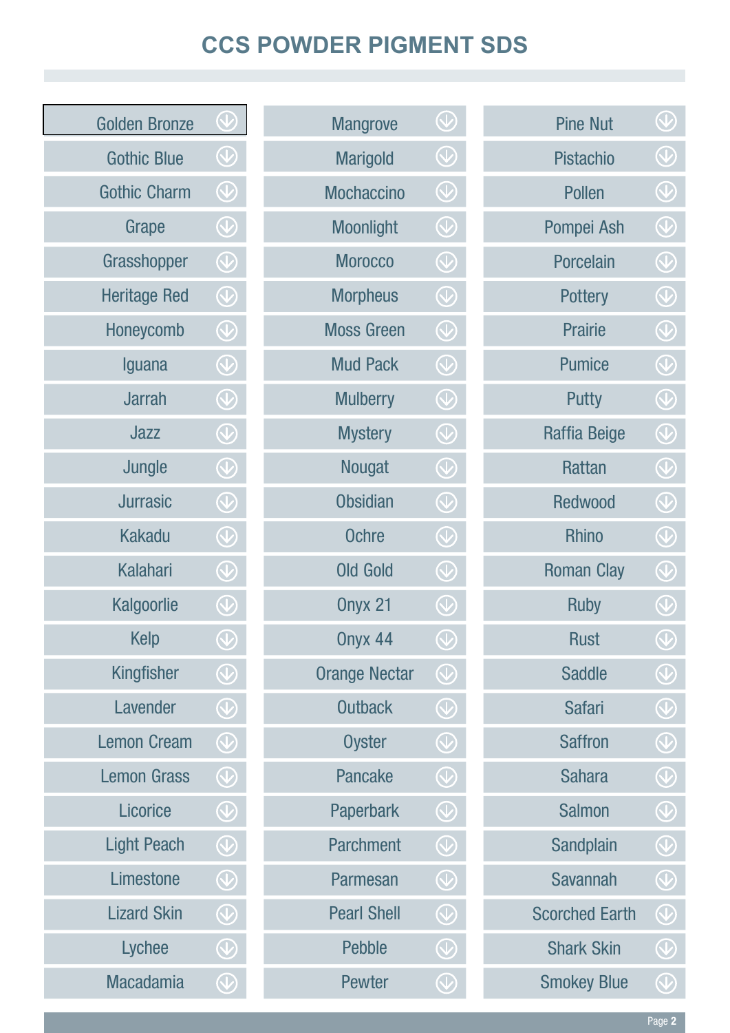# CCS POWDER PIGMENT SDS

- Golden Bronze
- Gothic Blue
- Gothic Charm
- Grape
- Grasshopper
- Heritage Red
- Honeycomb
- Iguana
- Jarrah
- Jazz
- Jungle
- Jurrasic
- Kakadu
- Kalahari
- Kalgoorlie
- Kelp
- Kingfisher
- Lavender
- Lemon Cream
- Lemon Grass
- Licorice
- Light Peach
- Limestone
- Lizard Skin
- Lychee
- Macadamia
- Mangrove
- Marigold
- Mochaccino
- Moonlight
- Morocco
- Morpheus
- Moss Green
- Mud Pack
- Mulberry
- Mystery
- Nougat
- Obsidian
- Ochre
- Old Gold
- Onyx 21
- Onyx 44
- Orange Nectar
- Outback
- Oyster
- Pancake
- Paperbark
- Parchment
- Parmesan
- Pearl Shell
- Pebble
- Pewter
- Pine Nut
- Pistachio
- Pollen
- Pompei Ash
- Porcelain
- Pottery
- Prairie
- Pumice
- Putty
- Raffia Beige
- Rattan
- Redwood
- Rhino
- Roman Clay
- Ruby
- Rust
- Saddle
- Safari
- Saffron
- Sahara
- Salmon
- Sandplain
- Savannah
- Scorched Earth
- Shark Skin
- Smokey Blue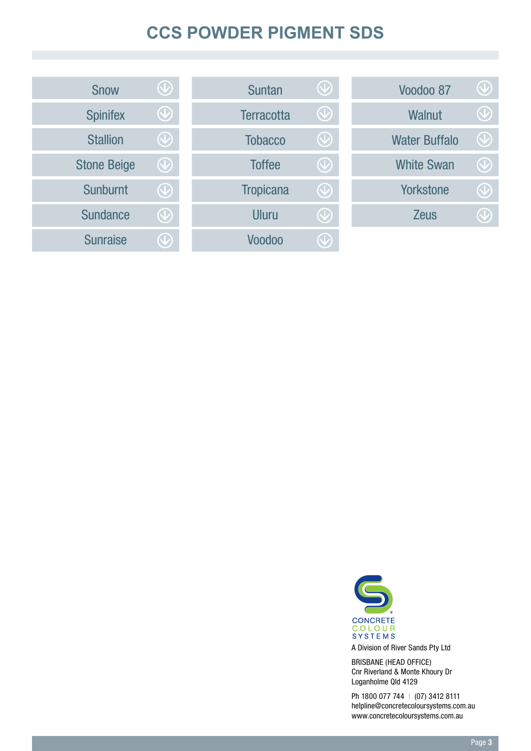# CCS POWDER PIGMENT SDS

- Snow
- Spinifex
- Stallion
- Stone Beige
- Sunburnt
- Sundance
- Sunraise
- Suntan
- Terracotta
- Tobacco
- Toffee
- Tropicana
- Uluru
- Voodoo
- Voodoo 87
- Walnut
- Water Buffalo
- White Swan
- Yorkstone
- Zeus

CONCRETE COLOUR SYSTEMS

A Division of River Sands Pty Ltd

BRISBANE (HEAD OFFICE)
Cnr Riverland & Monte Khoury Dr
Loganholme Qld 4129

Ph 1800 077 744 | (07) 3412 8111
helpline@concretecoloursystems.com.au
www.concretecoloursystems.com.au